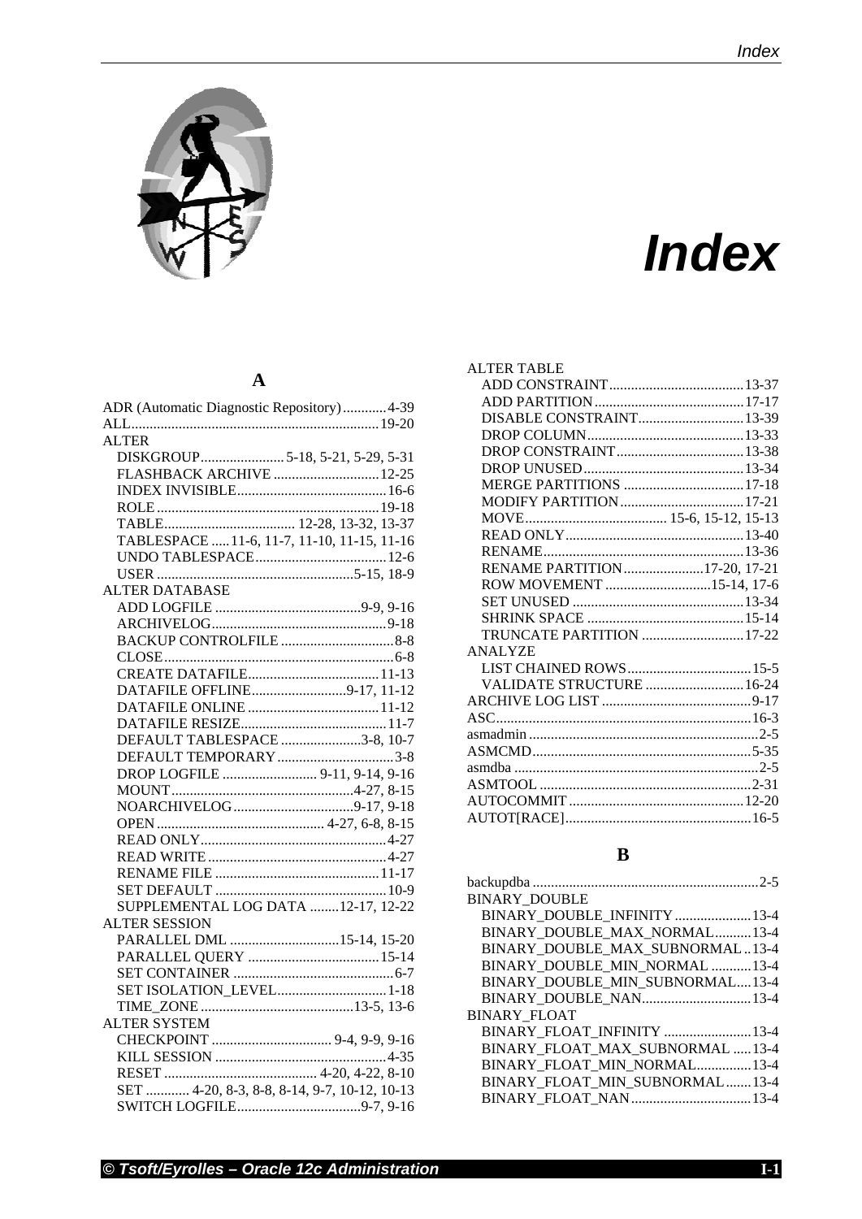# Index

## A

ADR (Automatic Diagnostic Repository) ............ 4-39
ALL ............ 19-20
ALTER
- DISKGROUP ............ 5-18, 5-21, 5-29, 5-31
- FLASHBACK ARCHIVE ............ 12-25
- INDEX INVISIBLE ............ 16-6
- ROLE ............ 19-18
- TABLE ............ 12-28, 13-32, 13-37
- TABLESPACE ..... 11-6, 11-7, 11-10, 11-15, 11-16
- UNDO TABLESPACE ............ 12-6
- USER ............ 5-15, 18-9

ALTER DATABASE
- ADD LOGFILE ............ 9-9, 9-16
- ARCHIVELOG ............ 9-18
- BACKUP CONTROLFILE ............ 8-8
- CLOSE ............ 6-8
- CREATE DATAFILE ............ 11-13
- DATAFILE OFFLINE ............ 9-17, 11-12
- DATAFILE ONLINE ............ 11-12
- DATAFILE RESIZE ............ 11-7
- DEFAULT TABLESPACE ............ 3-8, 10-7
- DEFAULT TEMPORARY ............ 3-8
- DROP LOGFILE ............ 9-11, 9-14, 9-16
- MOUNT ............ 4-27, 8-15
- NOARCHIVELOG ............ 9-17, 9-18
- OPEN ............ 4-27, 6-8, 8-15
- READ ONLY ............ 4-27
- READ WRITE ............ 4-27
- RENAME FILE ............ 11-17
- SET DEFAULT ............ 10-9
- SUPPLEMENTAL LOG DATA ........ 12-17, 12-22

ALTER SESSION
- PARALLEL DML ............ 15-14, 15-20
- PARALLEL QUERY ............ 15-14
- SET CONTAINER ............ 6-7
- SET ISOLATION_LEVEL ............ 1-18
- TIME_ZONE ............ 13-5, 13-6

ALTER SYSTEM
- CHECKPOINT ............ 9-4, 9-9, 9-16
- KILL SESSION ............ 4-35
- RESET ............ 4-20, 4-22, 8-10
- SET ............ 4-20, 8-3, 8-8, 8-14, 9-7, 10-12, 10-13
- SWITCH LOGFILE ............ 9-7, 9-16

ALTER TABLE
- ADD CONSTRAINT ............ 13-37
- ADD PARTITION ............ 17-17
- DISABLE CONSTRAINT ............ 13-39
- DROP COLUMN ............ 13-33
- DROP CONSTRAINT ............ 13-38
- DROP UNUSED ............ 13-34
- MERGE PARTITIONS ............ 17-18
- MODIFY PARTITION ............ 17-21
- MOVE ............ 15-6, 15-12, 15-13
- READ ONLY ............ 13-40
- RENAME ............ 13-36
- RENAME PARTITION ............ 17-20, 17-21
- ROW MOVEMENT ............ 15-14, 17-6
- SET UNUSED ............ 13-34
- SHRINK SPACE ............ 15-14
- TRUNCATE PARTITION ............ 17-22

ANALYZE
- LIST CHAINED ROWS ............ 15-5
- VALIDATE STRUCTURE ............ 16-24

ARCHIVE LOG LIST ............ 9-17
ASC ............ 16-3
asmadmin ............ 2-5
ASMCMD ............ 5-35
asmdba ............ 2-5
ASMTOOL ............ 2-31
AUTOCOMMIT ............ 12-20
AUTOT[RACE] ............ 16-5

## B

backupdba ............ 2-5
BINARY_DOUBLE
- BINARY_DOUBLE_INFINITY ............ 13-4
- BINARY_DOUBLE_MAX_NORMAL ............ 13-4
- BINARY_DOUBLE_MAX_SUBNORMAL ............ 13-4
- BINARY_DOUBLE_MIN_NORMAL ............ 13-4
- BINARY_DOUBLE_MIN_SUBNORMAL ............ 13-4
- BINARY_DOUBLE_NAN ............ 13-4

BINARY_FLOAT
- BINARY_FLOAT_INFINITY ............ 13-4
- BINARY_FLOAT_MAX_SUBNORMAL ............ 13-4
- BINARY_FLOAT_MIN_NORMAL ............ 13-4
- BINARY_FLOAT_MIN_SUBNORMAL ............ 13-4
- BINARY_FLOAT_NAN ............ 13-4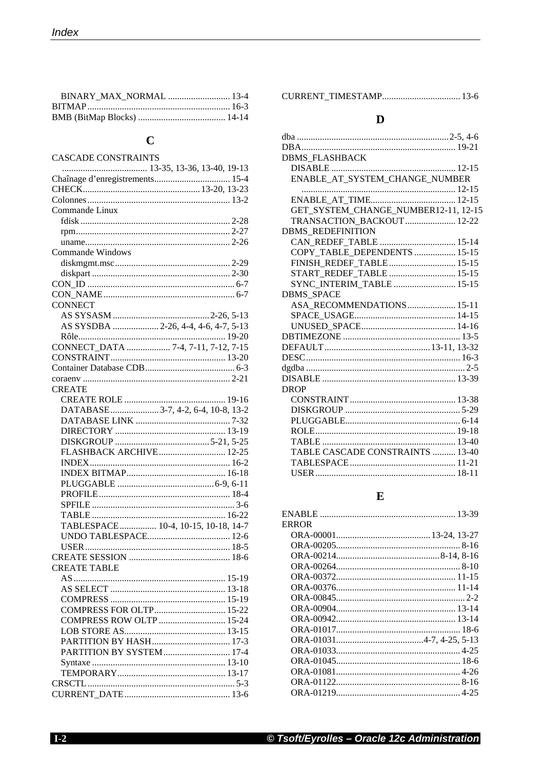BINARY_MAX_NORMAL ........................... 13-4
BITMAP............................................................. 16-3
BMB (BitMap Blocks) ...................................... 14-14

## C

CASCADE CONSTRAINTS
  ..................................... 13-35, 13-36, 13-40, 19-13
Chaînage d'enregistrements................................. 15-4
CHECK.................................................. 13-20, 13-23
Colonnes............................................................. 13-2
Commande Linux
  fdisk ................................................................ 2-28
  rpm.................................................................. 2-27
  uname.............................................................. 2-26
Commande Windows
  diskmgmt.msc.................................................. 2-29
  diskpart ........................................................... 2-30
CON_ID ............................................................... 6-7
CON_NAME........................................................ 6-7
CONNECT
  AS SYSASM ..........................................2-26, 5-13
  AS SYSDBA .................... 2-26, 4-4, 4-6, 4-7, 5-13
  Rôle............................................................... 19-20
CONNECT_DATA .................. 7-4, 7-11, 7-12, 7-15
CONSTRAINT.................................................. 13-20
Container Database CDB...................................... 6-3
coraenv ............................................................... 2-21
CREATE
  CREATE ROLE ............................................ 19-16
  DATABASE..................... 3-7, 4-2, 6-4, 10-8, 13-2
  DATABASE LINK ......................................... 7-32
  DIRECTORY ................................................ 13-19
  DISKGROUP .........................................5-21, 5-25
  FLASHBACK ARCHIVE............................. 12-25
  INDEX............................................................ 16-2
  INDEX BITMAP........................................... 16-18
  PLUGGABLE ..........................................6-9, 6-11
  PROFILE......................................................... 18-4
  SPFILE ............................................................. 3-6
  TABLE .......................................................... 16-22
  TABLESPACE ................ 10-4, 10-15, 10-18, 14-7
  UNDO TABLESPACE.................................... 12-6
  USER.............................................................. 18-5
CREATE SESSION ............................................ 18-6
CREATE TABLE
  AS.................................................................. 15-19
  AS SELECT .................................................. 13-18
  COMPRESS .................................................. 15-19
  COMPRESS FOR OLTP............................... 15-22
  COMPRESS ROW OLTP ............................. 15-24
  LOB STORE AS............................................ 13-15
  PARTITION BY HASH.................................. 17-3
  PARTITION BY SYSTEM............................. 17-4
  Syntaxe ......................................................... 13-10
  TEMPORARY............................................... 13-17
CRSCTL............................................................... 5-3
CURRENT_DATE.............................................. 13-6
CURRENT_TIMESTAMP.................................. 13-6

## D

dba .................................................................2-5, 4-6
DBA.................................................................. 19-21
DBMS_FLASHBACK
  DISABLE ...................................................... 12-15
  ENABLE_AT_SYSTEM_CHANGE_NUMBER
    ................................................................... 12-15
  ENABLE_AT_TIME..................................... 12-15
  GET_SYSTEM_CHANGE_NUMBER12-11, 12-15
  TRANSACTION_BACKOUT...................... 12-22
DBMS_REDEFINITION
  CAN_REDEF_TABLE ................................. 15-14
  COPY_TABLE_DEPENDENTS .................. 15-15
  FINISH_REDEF_TABLE............................. 15-15
  START_REDEF_TABLE ............................. 15-15
  SYNC_INTERIM_TABLE ........................... 15-15
DBMS_SPACE
  ASA_RECOMMENDATIONS..................... 15-11
  SPACE_USAGE............................................ 14-15
  UNUSED_SPACE......................................... 14-16
DBTIMEZONE ................................................... 13-5
DEFAULT............................................. 13-11, 13-32
DESC................................................................... 16-3
dgdba .................................................................... 2-5
DISABLE .......................................................... 13-39
DROP
  CONSTRAINT .............................................. 13-38
  DISKGROUP .................................................. 5-29
  PLUGGABLE.................................................. 6-14
  ROLE............................................................. 19-18
  TABLE .......................................................... 13-40
  TABLE CASCADE CONSTRAINTS .......... 13-40
  TABLESPACE .............................................. 11-21
  USER............................................................. 18-11

## E

ENABLE ........................................................... 13-39
ERROR
  ORA-00001......................................... 13-24, 13-27
  ORA-00205...................................................... 8-16
  ORA-00214.............................................8-14, 8-16
  ORA-00264...................................................... 8-10
  ORA-00372.................................................... 11-15
  ORA-00376.................................................... 11-14
  ORA-00845....................................................... 2-2
  ORA-00904.................................................... 13-14
  ORA-00942.................................................... 13-14
  ORA-01017...................................................... 18-6
  ORA-01031......................................4-7, 4-25, 5-13
  ORA-01033...................................................... 4-25
  ORA-01045...................................................... 18-6
  ORA-01081...................................................... 4-26
  ORA-01122...................................................... 8-16
  ORA-01219...................................................... 4-25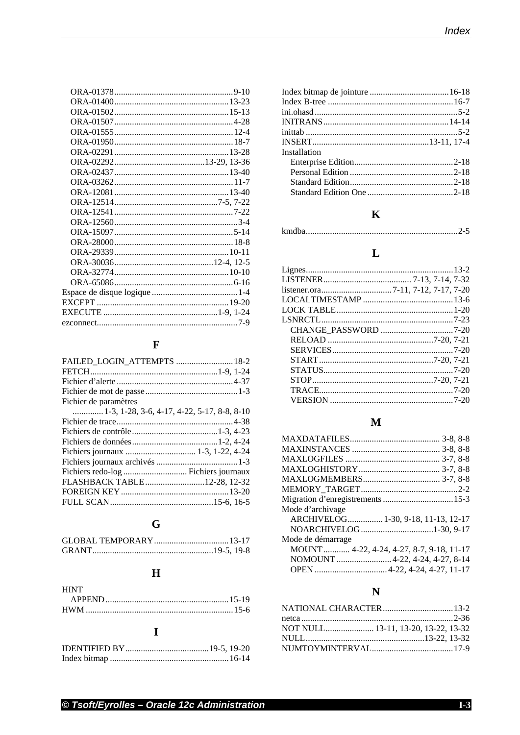- ORA-01378 ... 9-10
- ORA-01400 ... 13-23
- ORA-01502 ... 15-13
- ORA-01507 ... 4-28
- ORA-01555 ... 12-4
- ORA-01950 ... 18-7
- ORA-02291 ... 13-28
- ORA-02292 ... 13-29, 13-36
- ORA-02437 ... 13-40
- ORA-03262 ... 11-7
- ORA-12081 ... 13-40
- ORA-12514 ... 7-5, 7-22
- ORA-12541 ... 7-22
- ORA-12560 ... 3-4
- ORA-15097 ... 5-14
- ORA-28000 ... 18-8
- ORA-29339 ... 10-11
- ORA-30036 ... 12-4, 12-5
- ORA-32774 ... 10-10
- ORA-65086 ... 6-16

Espace de disque logique ... 1-4
EXCEPT ... 19-20
EXECUTE ... 1-9, 1-24
ezconnect ... 7-9

## F

FAILED_LOGIN_ATTEMPTS ... 18-2
FETCH ... 1-9, 1-24
Fichier d'alerte ... 4-37
Fichier de mot de passe ... 1-3
Fichier de paramètres
... 1-3, 1-28, 3-6, 4-17, 4-22, 5-17, 8-8, 8-10
Fichier de trace ... 4-38
Fichiers de contrôle ... 1-3, 4-23
Fichiers de données ... 1-2, 4-24
Fichiers journaux ... 1-3, 1-22, 4-24
Fichiers journaux archivés ... 1-3
Fichiers redo-log ... Fichiers journaux
FLASHBACK TABLE ... 12-28, 12-32
FOREIGN KEY ... 13-20
FULL SCAN ... 15-6, 16-5

## G

GLOBAL TEMPORARY ... 13-17
GRANT ... 19-5, 19-8

## H

HINT
- APPEND ... 15-19

HWM ... 15-6

## I

IDENTIFIED BY ... 19-5, 19-20
Index bitmap ... 16-14
Index bitmap de jointure ... 16-18
Index B-tree ... 16-7
ini.ohasd ... 5-2
INITRANS ... 14-14
inittab ... 5-2
INSERT ... 13-11, 17-4
Installation
- Enterprise Edition ... 2-18
- Personal Edition ... 2-18
- Standard Edition ... 2-18
- Standard Edition One ... 2-18

## K

kmdba ... 2-5

## L

Lignes ... 13-2
LISTENER ... 7-13, 7-14, 7-32
listener.ora ... 7-11, 7-12, 7-17, 7-20
LOCALTIMESTAMP ... 13-6
LOCK TABLE ... 1-20
LSNRCTL ... 7-23
- CHANGE_PASSWORD ... 7-20
- RELOAD ... 7-20, 7-21
- SERVICES ... 7-20
- START ... 7-20, 7-21
- STATUS ... 7-20
- STOP ... 7-20, 7-21
- TRACE ... 7-20
- VERSION ... 7-20

## M

MAXDATAFILES ... 3-8, 8-8
MAXINSTANCES ... 3-8, 8-8
MAXLOGFILES ... 3-7, 8-8
MAXLOGHISTORY ... 3-7, 8-8
MAXLOGMEMBERS ... 3-7, 8-8
MEMORY_TARGET ... 2-2
Migration d'enregistrements ... 15-3
Mode d'archivage
- ARCHIVELOG ... 1-30, 9-18, 11-13, 12-17
- NOARCHIVELOG ... 1-30, 9-17

Mode de démarrage
- MOUNT ... 4-22, 4-24, 4-27, 8-7, 9-18, 11-17
- NOMOUNT ... 4-22, 4-24, 4-27, 8-14
- OPEN ... 4-22, 4-24, 4-27, 11-17

## N

NATIONAL CHARACTER ... 13-2
netca ... 2-36
NOT NULL ... 13-11, 13-20, 13-22, 13-32
NULL ... 13-22, 13-32
NUMTOYMINTERVAL ... 17-9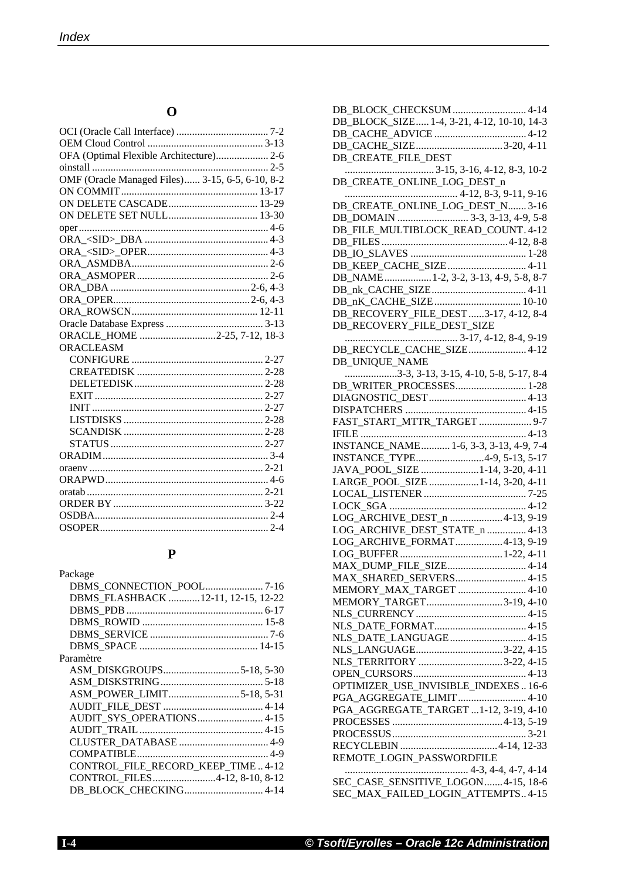## O

OCI (Oracle Call Interface) .................................. 7-2
OEM Cloud Control ............................................ 3-13
OFA (Optimal Flexible Architecture).................... 2-6
oinstall .................................................................. 2-5
OMF (Oracle Managed Files)...... 3-15, 6-5, 6-10, 8-2
ON COMMIT.................................................... 13-17
ON DELETE CASCADE.................................. 13-29
ON DELETE SET NULL.................................. 13-30
oper........................................................................ 4-6
ORA_<SID>_DBA .............................................. 4-3
ORA_<SID>_OPER............................................. 4-3
ORA_ASMDBA................................................... 2-6
ORA_ASMOPER................................................. 2-6
ORA_DBA ....................................................2-6, 4-3
ORA_OPER....................................................2-6, 4-3
ORA_ROWSCN............................................... 12-11
Oracle Database Express ..................................... 3-13
ORACLE_HOME ............................2-25, 7-12, 18-3
ORACLEASM
- CONFIGURE ................................................ 2-27
- CREATEDISK ............................................... 2-28
- DELETEDISK................................................ 2-28
- EXIT .............................................................. 2-27
- INIT ............................................................... 2-27
- LISTDISKS ................................................... 2-28
- SCANDISK .................................................... 2-28
- STATUS ......................................................... 2-27

ORADIM............................................................... 3-4
oraenv ................................................................. 2-21
ORAPWD.............................................................. 4-6
oratab .................................................................. 2-21
ORDER BY......................................................... 3-22
OSDBA................................................................. 2-4
OSOPER............................................................... 2-4

## P

Package
- DBMS_CONNECTION_POOL...................... 7-16
- DBMS_FLASHBACK ............12-11, 12-15, 12-22
- DBMS_PDB ................................................... 6-17
- DBMS_ROWID ............................................. 15-8
- DBMS_SERVICE ............................................ 7-6
- DBMS_SPACE ............................................ 14-15

Paramètre
- ASM_DISKGROUPS............................5-18, 5-30
- ASM_DISKSTRING....................................... 5-18
- ASM_POWER_LIMIT...........................5-18, 5-31
- AUDIT_FILE_DEST ...................................... 4-14
- AUDIT_SYS_OPERATIONS......................... 4-15
- AUDIT_TRAIL ............................................... 4-15
- CLUSTER_DATABASE ................................. 4-9
- COMPATIBLE................................................. 4-9
- CONTROL_FILE_RECORD_KEEP_TIME .. 4-12
- CONTROL_FILES........................4-12, 8-10, 8-12
- DB_BLOCK_CHECKING.............................. 4-14
- DB_BLOCK_CHECKSUM ............................ 4-14
- DB_BLOCK_SIZE..... 1-4, 3-21, 4-12, 10-10, 14-3
- DB_CACHE_ADVICE ................................... 4-12
- DB_CACHE_SIZE.................................3-20, 4-11
- DB_CREATE_FILE_DEST .................................. 3-15, 3-16, 4-12, 8-3, 10-2
- DB_CREATE_ONLINE_LOG_DEST_n ........................................... 4-12, 8-3, 9-11, 9-16
- DB_CREATE_ONLINE_LOG_DEST_N....... 3-16
- DB_DOMAIN ........................... 3-3, 3-13, 4-9, 5-8
- DB_FILE_MULTIBLOCK_READ_COUNT. 4-12
- DB_FILES ................................................4-12, 8-8
- DB_IO_SLAVES ............................................ 1-28
- DB_KEEP_CACHE_SIZE.............................. 4-11
- DB_NAME..................1-2, 3-2, 3-13, 4-9, 5-8, 8-7
- DB_nk_CACHE_SIZE.................................... 4-11
- DB_nK_CACHE_SIZE................................. 10-10
- DB_RECOVERY_FILE_DEST......3-17, 4-12, 8-4
- DB_RECOVERY_FILE_DEST_SIZE ........................................... 3-17, 4-12, 8-4, 9-19
- DB_RECYCLE_CACHE_SIZE...................... 4-12
- DB_UNIQUE_NAME ....................3-3, 3-13, 3-15, 4-10, 5-8, 5-17, 8-4
- DB_WRITER_PROCESSES........................... 1-28
- DIAGNOSTIC_DEST..................................... 4-13
- DISPATCHERS .............................................. 4-15
- FAST_START_MTTR_TARGET .................... 9-7
- IFILE ............................................................... 4-13
- INSTANCE_NAME........... 1-6, 3-3, 3-13, 4-9, 7-4
- INSTANCE_TYPE..........................4-9, 5-13, 5-17
- JAVA_POOL_SIZE ......................1-14, 3-20, 4-11
- LARGE_POOL_SIZE ...................1-14, 3-20, 4-11
- LOCAL_LISTENER ....................................... 7-25
- LOCK_SGA .................................................... 4-12
- LOG_ARCHIVE_DEST_n ....................4-13, 9-19
- LOG_ARCHIVE_DEST_STATE_n ............... 4-13
- LOG_ARCHIVE_FORMAT..................4-13, 9-19
- LOG_BUFFER.......................................1-22, 4-11
- MAX_DUMP_FILE_SIZE.............................. 4-14
- MAX_SHARED_SERVERS........................... 4-15
- MEMORY_MAX_TARGET .......................... 4-10
- MEMORY_TARGET.............................3-19, 4-10
- NLS_CURRENCY .......................................... 4-15
- NLS_DATE_FORMAT................................... 4-15
- NLS_DATE_LANGUAGE ............................. 4-15
- NLS_LANGUAGE.................................3-22, 4-15
- NLS_TERRITORY ................................3-22, 4-15
- OPEN_CURSORS........................................... 4-13
- OPTIMIZER_USE_INVISIBLE_INDEXES .. 16-6
- PGA_AGGREGATE_LIMIT .......................... 4-10
- PGA_AGGREGATE_TARGET ...1-12, 3-19, 4-10
- PROCESSES ..........................................4-13, 5-19
- PROCESSUS................................................... 3-21
- RECYCLEBIN .....................................4-14, 12-33
- REMOTE_LOGIN_PASSWORDFILE ............................................... 4-3, 4-4, 4-7, 4-14
- SEC_CASE_SENSITIVE_LOGON.......4-15, 18-6
- SEC_MAX_FAILED_LOGIN_ATTEMPTS.. 4-15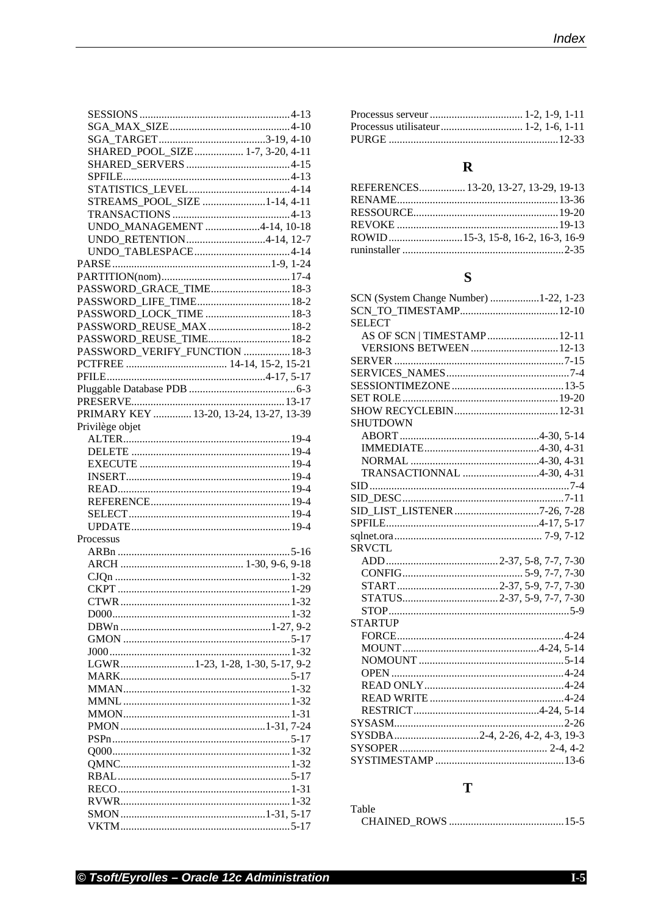- SESSIONS 4-13
- SGA_MAX_SIZE 4-10
- SGA_TARGET 3-19, 4-10
- SHARED_POOL_SIZE 1-7, 3-20, 4-11
- SHARED_SERVERS 4-15
- SPFILE 4-13
- STATISTICS_LEVEL 4-14
- STREAMS_POOL_SIZE 1-14, 4-11
- TRANSACTIONS 4-13
- UNDO_MANAGEMENT 4-14, 10-18
- UNDO_RETENTION 4-14, 12-7
- UNDO_TABLESPACE 4-14

PARSE 1-9, 1-24
PARTITION(nom) 17-4
PASSWORD_GRACE_TIME 18-3
PASSWORD_LIFE_TIME 18-2
PASSWORD_LOCK_TIME 18-3
PASSWORD_REUSE_MAX 18-2
PASSWORD_REUSE_TIME 18-2
PASSWORD_VERIFY_FUNCTION 18-3
PCTFREE 14-14, 15-2, 15-21
PFILE 4-17, 5-17
Pluggable Database PDB 6-3
PRESERVE 13-17
PRIMARY KEY 13-20, 13-24, 13-27, 13-39
Privilège objet
- ALTER 19-4
- DELETE 19-4
- EXECUTE 19-4
- INSERT 19-4
- READ 19-4
- REFERENCE 19-4
- SELECT 19-4
- UPDATE 19-4

Processus
- ARBn 5-16
- ARCH 1-30, 9-6, 9-18
- CJQn 1-32
- CKPT 1-29
- CTWR 1-32
- D000 1-32
- DBWn 1-27, 9-2
- GMON 5-17
- J000 1-32
- LGWR 1-23, 1-28, 1-30, 5-17, 9-2
- MARK 5-17
- MMAN 1-32
- MMNL 1-32
- MMON 1-31
- PMON 1-31, 7-24
- PSPn 5-17
- Q000 1-32
- QMNC 1-32
- RBAL 5-17
- RECO 1-31
- RVWR 1-32
- SMON 1-31, 5-17
- VKTM 5-17

Processus serveur 1-2, 1-9, 1-11
Processus utilisateur 1-2, 1-6, 1-11
PURGE 12-33

## R

REFERENCES 13-20, 13-27, 13-29, 19-13
RENAME 13-36
RESSOURCE 19-20
REVOKE 19-13
ROWID 15-3, 15-8, 16-2, 16-3, 16-9
runinstaller 2-35

## S

SCN (System Change Number) 1-22, 1-23
SCN_TO_TIMESTAMP 12-10
SELECT
- AS OF SCN | TIMESTAMP 12-11
- VERSIONS BETWEEN 12-13

SERVER 7-15
SERVICES_NAMES 7-4
SESSIONTIMEZONE 13-5
SET ROLE 19-20
SHOW RECYCLEBIN 12-31
SHUTDOWN
- ABORT 4-30, 5-14
- IMMEDIATE 4-30, 4-31
- NORMAL 4-30, 4-31
- TRANSACTIONNAL 4-30, 4-31

SID 7-4
SID_DESC 7-11
SID_LIST_LISTENER 7-26, 7-28
SPFILE 4-17, 5-17
sqlnet.ora 7-9, 7-12
SRVCTL
- ADD 2-37, 5-8, 7-7, 7-30
- CONFIG 5-9, 7-7, 7-30
- START 2-37, 5-9, 7-7, 7-30
- STATUS 2-37, 5-9, 7-7, 7-30
- STOP 5-9

STARTUP
- FORCE 4-24
- MOUNT 4-24, 5-14
- NOMOUNT 5-14
- OPEN 4-24
- READ ONLY 4-24
- READ WRITE 4-24
- RESTRICT 4-24, 5-14

SYSASM 2-26
SYSDBA 2-4, 2-26, 4-2, 4-3, 19-3
SYSOPER 2-4, 4-2
SYSTIMESTAMP 13-6

## T

Table
- CHAINED_ROWS 15-5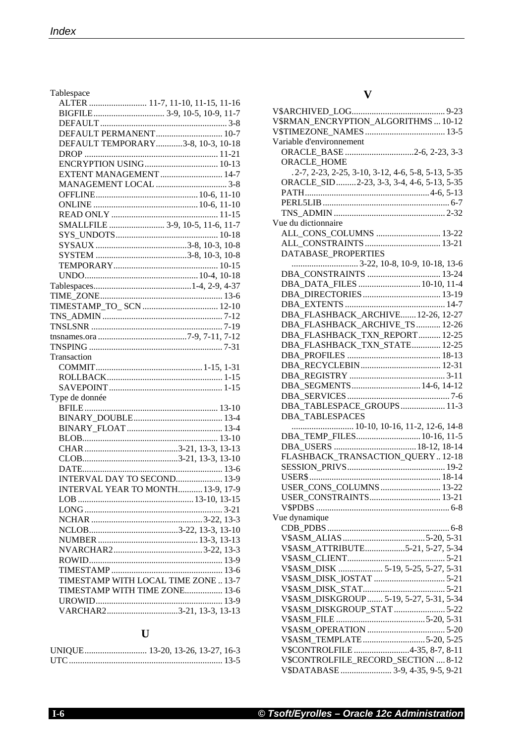Tablespace
- ALTER ......................... 11-7, 11-10, 11-15, 11-16
- BIGFILE ................................ 3-9, 10-5, 10-9, 11-7
- DEFAULT ........................................................ 3-8
- DEFAULT PERMANENT ............................. 10-7
- DEFAULT TEMPORARY ............3-8, 10-3, 10-18
- DROP ........................................................... 11-21
- ENCRYPTION USING ................................. 10-13
- EXTENT MANAGEMENT ............................ 14-7
- MANAGEMENT LOCAL ................................ 3-8
- OFFLINE ............................................. 10-6, 11-10
- ONLINE ............................................... 10-6, 11-10
- READ ONLY ............................................... 11-15
- SMALLFILE ......................... 3-9, 10-5, 11-6, 11-7
- SYS_UNDOTS ............................................. 10-18
- SYSAUX .........................................3-8, 10-3, 10-8
- SYSTEM .........................................3-8, 10-3, 10-8
- TEMPORARY ............................................... 10-15
- UNDO .................................................. 10-4, 10-18

Tablespaces ............................................1-4, 2-9, 4-37
TIME_ZONE ....................................................... 13-6
TIMESTAMP_TO_ SCN .................................. 12-10
TNS_ADMIN ...................................................... 7-12
TNSLSNR ........................................................... 7-19
tnsnames.ora ........................................7-9, 7-11, 7-12
TNSPING ........................................................... 7-31

Transaction
- COMMIT ................................................ 1-15, 1-31
- ROLLBACK .................................................... 1-15
- SAVEPOINT ................................................... 1-15

Type de donnée
- BFILE ............................................................ 13-10
- BINARY_DOUBLE ........................................ 13-4
- BINARY_FLOAT ........................................... 13-4
- BLOB ............................................................ 13-10
- CHAR ..........................................3-21, 13-3, 13-13
- CLOB ...........................................3-21, 13-3, 13-10
- DATE ............................................................... 13-6
- INTERVAL DAY TO SECOND ..................... 13-9
- INTERVAL YEAR TO MONTH ........... 13-9, 17-9
- LOB .................................................... 13-10, 13-15
- LONG .............................................................. 3-21
- NCHAR ..................................................3-22, 13-3
- NCLOB ........................................3-22, 13-3, 13-10
- NUMBER ............................................. 13-3, 13-13
- NVARCHAR2 ........................................3-22, 13-3
- ROWID ............................................................ 13-9
- TIMESTAMP .................................................. 13-6
- TIMESTAMP WITH LOCAL TIME ZONE .. 13-7
- TIMESTAMP WITH TIME ZONE ................. 13-6
- UROWID ......................................................... 13-9
- VARCHAR2 ................................3-21, 13-3, 13-13

## U

UNIQUE ............................ 13-20, 13-26, 13-27, 16-3
UTC .................................................................... 13-5

## V

V$ARCHIVED_LOG .......................................... 9-23
V$RMAN_ENCRYPTION_ALGORITHMS ... 10-12
V$TIMEZONE_NAMES .................................... 13-5

Variable d'environnement
- ORACLE_BASE ...............................2-6, 2-23, 3-3
- ORACLE_HOME . 2-7, 2-23, 2-25, 3-10, 3-12, 4-6, 5-8, 5-13, 5-35
- ORACLE_SID .........2-23, 3-3, 3-4, 4-6, 5-13, 5-35
- PATH ........................................................4-6, 5-13
- PERL5LIB ......................................................... 6-7
- TNS_ADMIN .................................................. 2-32

Vue du dictionnaire
- ALL_CONS_COLUMNS ............................. 13-22
- ALL_CONSTRAINTS .................................. 13-21
- DATABASE_PROPERTIES ............................. 3-22, 10-8, 10-9, 10-18, 13-6
- DBA_CONSTRAINTS ................................. 13-24
- DBA_DATA_FILES ............................ 10-10, 11-4
- DBA_DIRECTORIES ................................... 13-19
- DBA_EXTENTS ............................................. 14-7
- DBA_FLASHBACK_ARCHIVE ....... 12-26, 12-27
- DBA_FLASHBACK_ARCHIVE_TS ........... 12-26
- DBA_FLASHBACK_TXN_REPORT .......... 12-25
- DBA_FLASHBACK_TXN_STATE ............. 12-25
- DBA_PROFILES .......................................... 18-13
- DBA_RECYCLEBIN .................................... 12-31
- DBA_REGISTRY ........................................... 3-11
- DBA_SEGMENTS ............................... 14-6, 14-12
- DBA_SERVICES .............................................. 7-6
- DBA_TABLESPACE_GROUPS .................... 11-3
- DBA_TABLESPACES ............................ 10-10, 10-16, 11-2, 12-6, 14-8
- DBA_TEMP_FILES ............................. 10-16, 11-5
- DBA_USERS ..................................... 18-12, 18-14
- FLASHBACK_TRANSACTION_QUERY .. 12-18
- SESSION_PRIVS ............................................ 19-2
- USER$ ........................................................... 18-14
- USER_CONS_COLUMNS ........................... 13-22
- USER_CONSTRAINTS ................................ 13-21
- V$PDBS ............................................................ 6-8

Vue dynamique
- CDB_PDBS ....................................................... 6-8
- V$ASM_ALIAS .....................................5-20, 5-31
- V$ASM_ATTRIBUTE ..................5-21, 5-27, 5-34
- V$ASM_CLIENT ............................................ 5-21
- V$ASM_DISK .................... 5-19, 5-25, 5-27, 5-31
- V$ASM_DISK_IOSTAT ................................ 5-21
- V$ASM_DISK_STAT ..................................... 5-21
- V$ASM_DISKGROUP ....... 5-19, 5-27, 5-31, 5-34
- V$ASM_DISKGROUP_STAT ....................... 5-22
- V$ASM_FILE ........................................5-20, 5-31
- V$ASM_OPERATION ................................... 5-20
- V$ASM_TEMPLATE ............................5-20, 5-25
- V$CONTROLFILE .........................4-35, 8-7, 8-11
- V$CONTROLFILE_RECORD_SECTION .... 8-12
- V$DATABASE ....................... 3-9, 4-35, 9-5, 9-21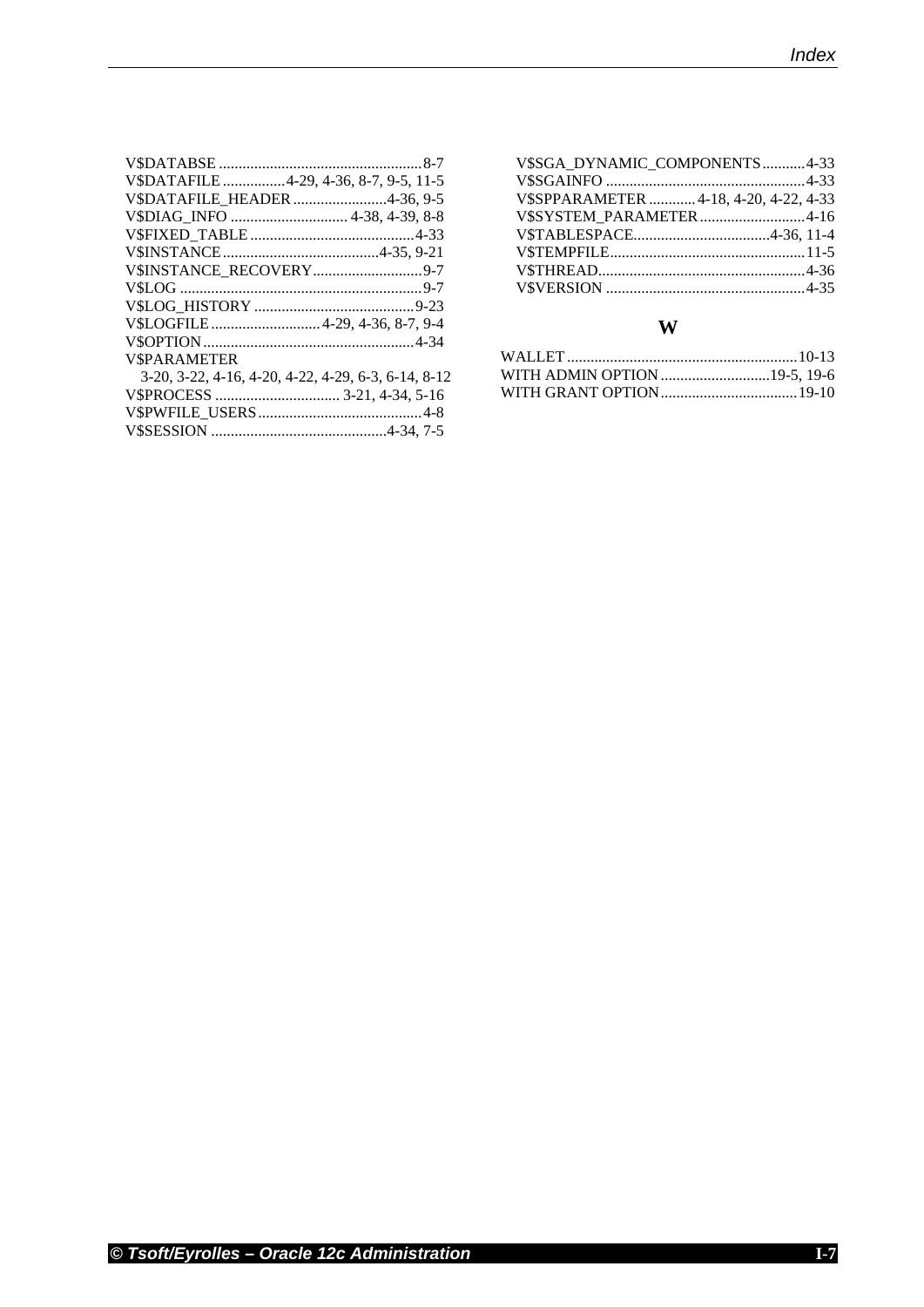V$DATABSE ....................................................8-7
V$DATAFILE ................4-29, 4-36, 8-7, 9-5, 11-5
V$DATAFILE_HEADER ........................4-36, 9-5
V$DIAG_INFO .............................. 4-38, 4-39, 8-8
V$FIXED_TABLE ..........................................4-33
V$INSTANCE........................................4-35, 9-21
V$INSTANCE_RECOVERY............................9-7
V$LOG ..............................................................9-7
V$LOG_HISTORY .........................................9-23
V$LOGFILE ............................ 4-29, 4-36, 8-7, 9-4
V$OPTION.......................................................4-34
V$PARAMETER
3-20, 3-22, 4-16, 4-20, 4-22, 4-29, 6-3, 6-14, 8-12
V$PROCESS ................................ 3-21, 4-34, 5-16
V$PWFILE_USERS..........................................4-8
V$SESSION .............................................4-34, 7-5
V$SGA_DYNAMIC_COMPONENTS...........4-33
V$SGAINFO ...................................................4-33
V$SPPARAMETER ............ 4-18, 4-20, 4-22, 4-33
V$SYSTEM_PARAMETER...........................4-16
V$TABLESPACE...................................4-36, 11-4
V$TEMPFILE..................................................11-5
V$THREAD.....................................................4-36
V$VERSION ...................................................4-35

## W

WALLET ...........................................................10-13
WITH ADMIN OPTION ............................19-5, 19-6
WITH GRANT OPTION...................................19-10